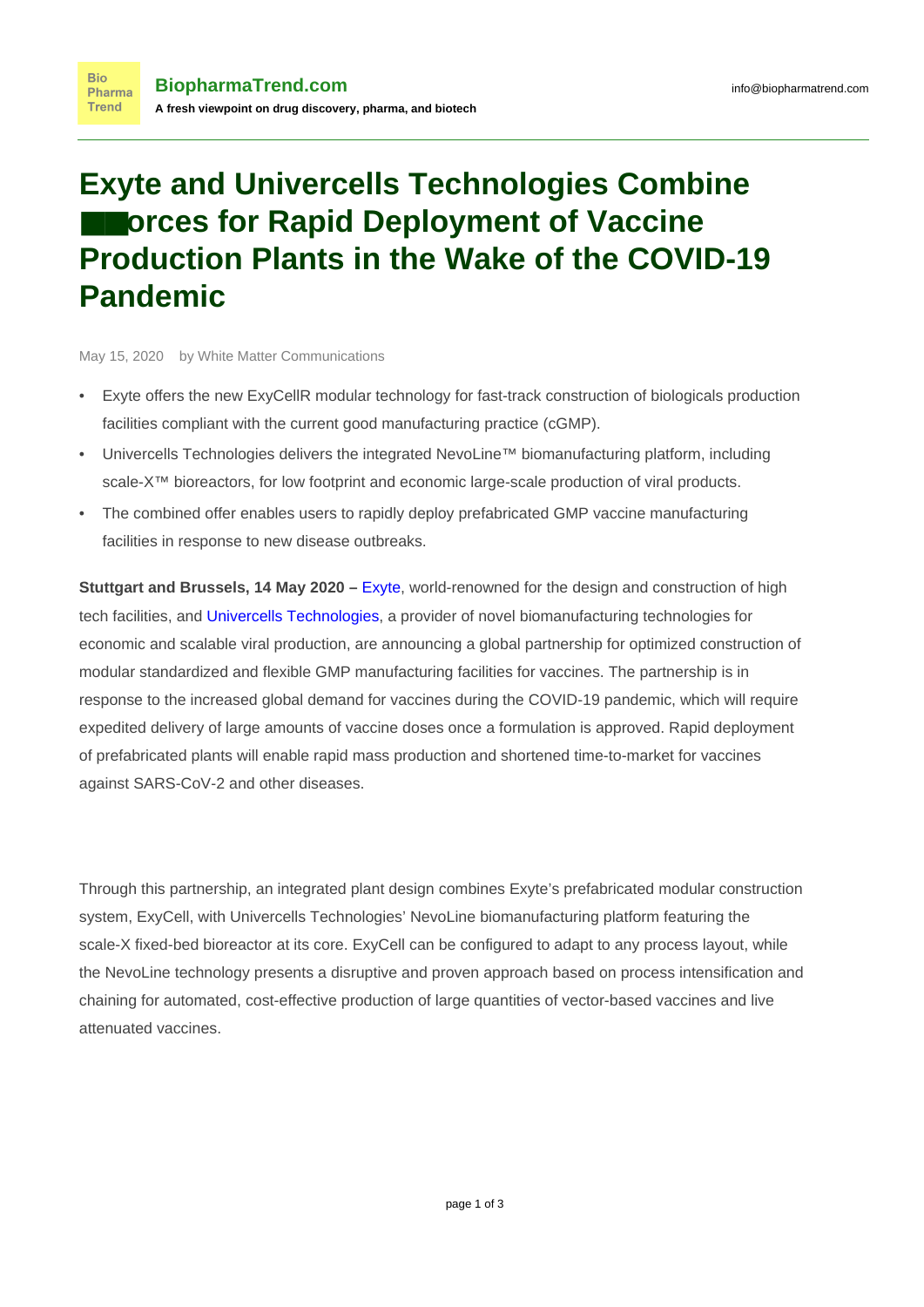# Exyte and Univercells Technologies Combine Forces for Rapid Deployment of Vaccine Production Plants in the Wake of the COVID-19 Pandemic

May 15, 2020 by White Matter Communications

- Exyte offers the new ExyCellR modular technology for fast-track construction of biologicals production facilities compliant with the current good manufacturing practice (cGMP).
- Univercells Technologies delivers the integrated NevoLine™ biomanufacturing platform, including scale-X™ bioreactors, for low footprint and economic large-scale production of viral products.
- The combined offer enables users to rapidly deploy prefabricated GMP vaccine manufacturing facilities in response to new disease outbreaks.

**Stuttgart and Brussels, 14 May 2020 –** Exyte, world-renowned for the design and construction of high tech facilities, and Univercells Technologies, a provider of novel biomanufacturing technologies for economic and scalable viral production, are announcing a global partnership for optimized construction of modular standardized and flexible GMP manufacturing facilities for vaccines. The partnership is in response to the increased global demand for vaccines during the COVID-19 pandemic, which will require expedited delivery of large amounts of vaccine doses once a formulation is approved. Rapid deployment of prefabricated plants will enable rapid mass production and shortened time-to-market for vaccines against SARS-CoV-2 and other diseases.

Through this partnership, an integrated plant design combines Exyte's prefabricated modular construction system, ExyCell, with Univercells Technologies' NevoLine biomanufacturing platform featuring the scale-X fixed-bed bioreactor at its core. ExyCell can be configured to adapt to any process layout, while the NevoLine technology presents a disruptive and proven approach based on process intensification and chaining for automated, cost-effective production of large quantities of vector-based vaccines and live attenuated vaccines.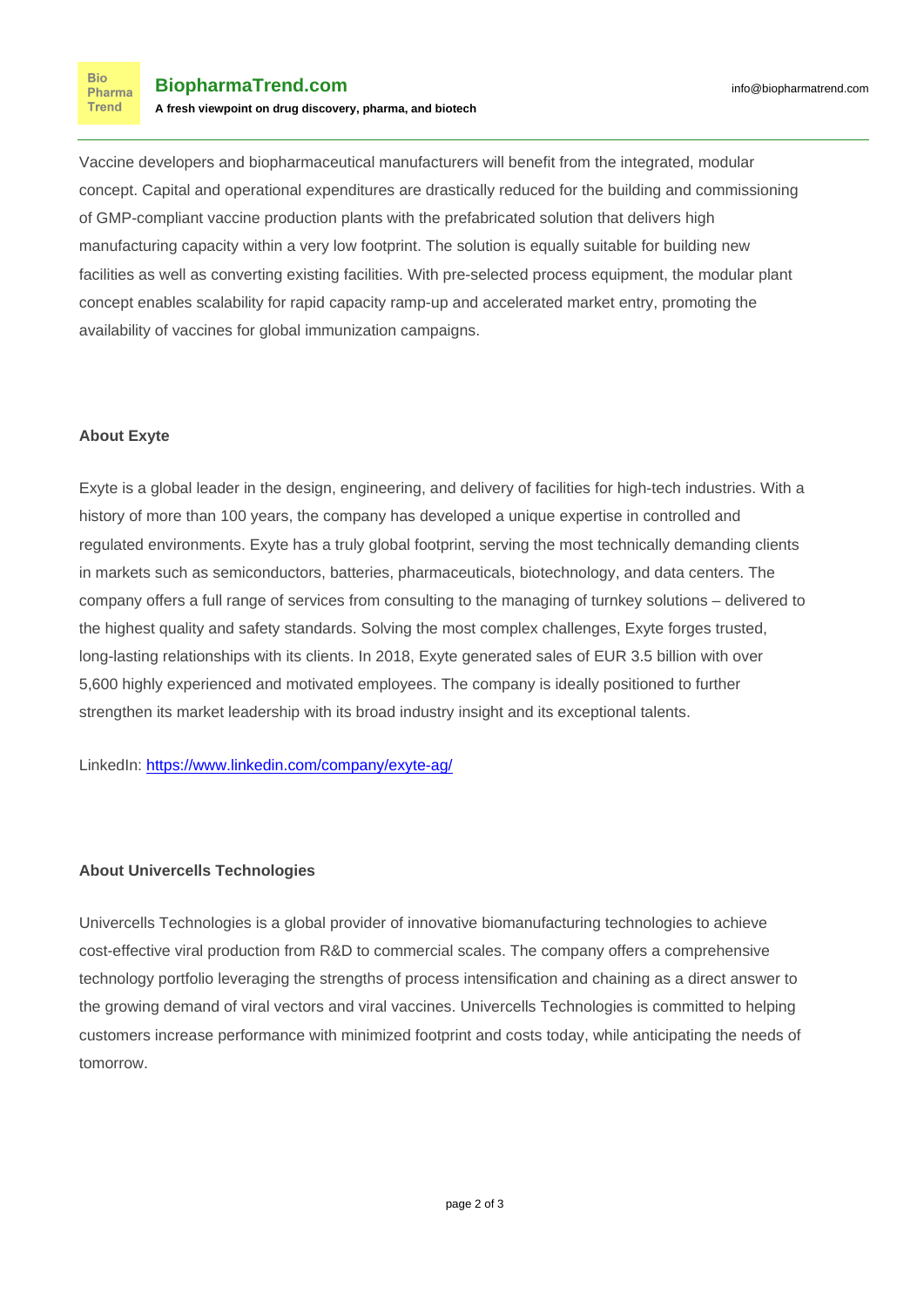Vaccine developers and biopharmaceutical manufacturers will benefit from the integrated, modular concept. Capital and operational expenditures are drastically reduced for the building and commissioning of GMP-compliant vaccine production plants with the prefabricated solution that delivers high manufacturing capacity within a very low footprint. The solution is equally suitable for building new facilities as well as converting existing facilities. With pre-selected process equipment, the modular plant concept enables scalability for rapid capacity ramp-up and accelerated market entry, promoting the availability of vaccines for global immunization campaigns.

**About Exyte**

Exyte is a global leader in the design, engineering, and delivery of facilities for high-tech industries. With a history of more than 100 years, the company has developed a unique expertise in controlled and regulated environments. Exyte has a truly global footprint, serving the most technically demanding clients in markets such as semiconductors, batteries, pharmaceuticals, biotechnology, and data centers. The company offers a full range of services from consulting to the managing of turnkey solutions – delivered to the highest quality and safety standards. Solving the most complex challenges, Exyte forges trusted, long-lasting relationships with its clients. In 2018, Exyte generated sales of EUR 3.5 billion with over 5,600 highly experienced and motivated employees. The company is ideally positioned to further strengthen its market leadership with its broad industry insight and its exceptional talents.

LinkedIn: [https://www.linkedin.com/company/exyte-ag/](https://www.linkedin.com/company/exyte-ag/)

**About Univercells Technologies**

Univercells Technologies is a global provider of innovative biomanufacturing technologies to achieve cost-effective viral production from R&D to commercial scales. The company offers a comprehensive technology portfolio leveraging the strengths of process intensification and chaining as a direct answer to the growing demand of viral vectors and viral vaccines. Univercells Technologies is committed to helping customers increase performance with minimized footprint and costs today, while anticipating the needs of tomorrow.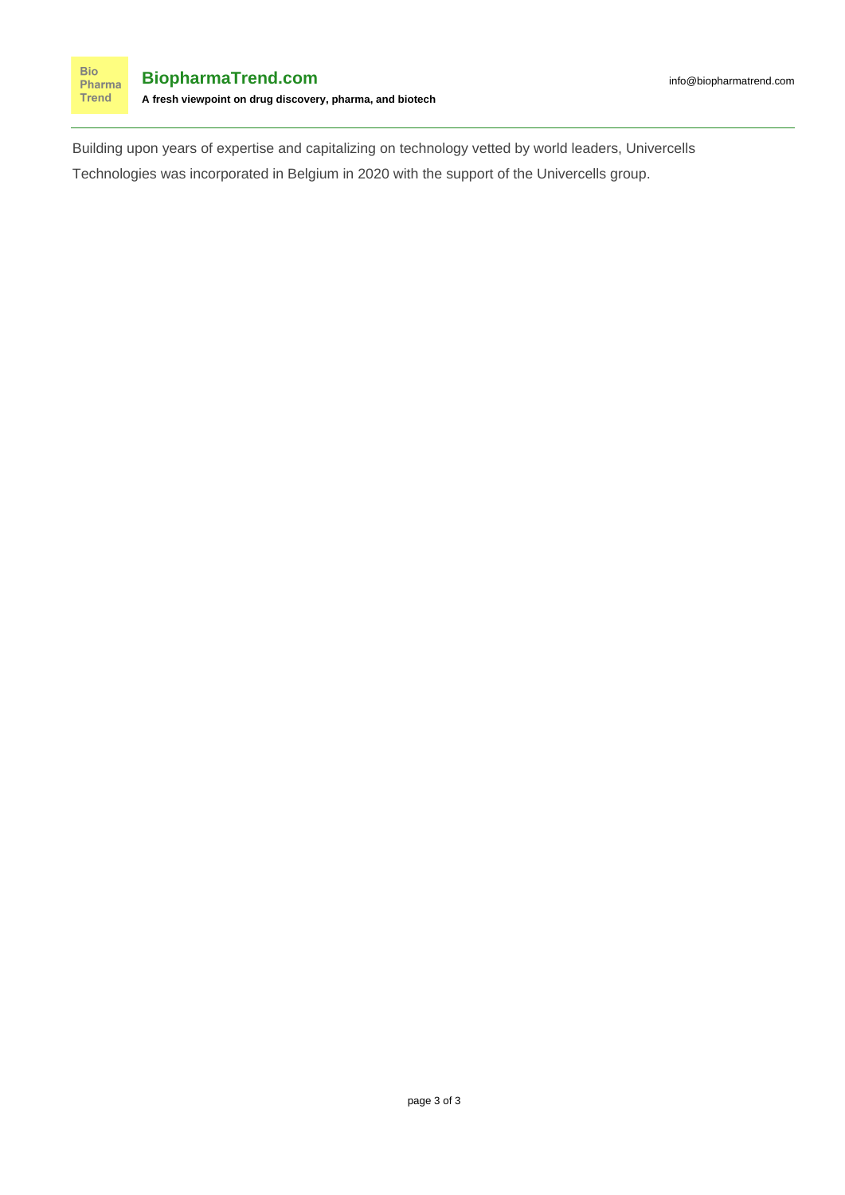Building upon years of expertise and capitalizing on technology vetted by world leaders, Univercells Technologies was incorporated in Belgium in 2020 with the support of the Univercells group.